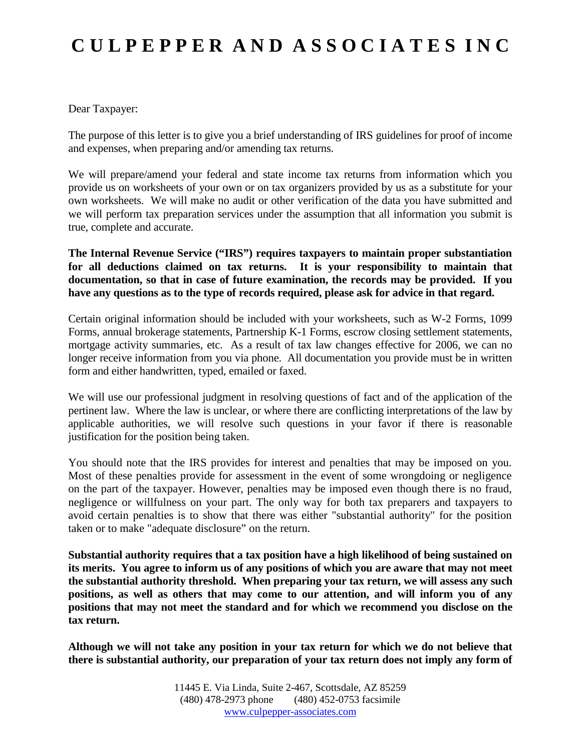# CULPEPPER AND ASSOCIATES INC

Dear Taxpayer:

The purpose of this letter is to give you a brief understanding of IRS guidelines for proof of income and expenses, when preparing and/or amending tax returns.

We will prepare/amend your federal and state income tax returns from information which you provide us on worksheets of your own or on tax organizers provided by us as a substitute for your own worksheets. We will make no audit or other verification of the data you have submitted and we will perform tax preparation services under the assumption that all information you submit is true, complete and accurate.

**The Internal Revenue Service ("IRS") requires taxpayers to maintain proper substantiation for all deductions claimed on tax returns. It is your responsibility to maintain that documentation, so that in case of future examination, the records may be provided. If you have any questions as to the type of records required, please ask for advice in that regard.**

Certain original information should be included with your worksheets, such as W-2 Forms, 1099 Forms, annual brokerage statements, Partnership K-1 Forms, escrow closing settlement statements, mortgage activity summaries, etc. As a result of tax law changes effective for 2006, we can no longer receive information from you via phone. All documentation you provide must be in written form and either handwritten, typed, emailed or faxed.

We will use our professional judgment in resolving questions of fact and of the application of the pertinent law. Where the law is unclear, or where there are conflicting interpretations of the law by applicable authorities, we will resolve such questions in your favor if there is reasonable justification for the position being taken.

You should note that the IRS provides for interest and penalties that may be imposed on you. Most of these penalties provide for assessment in the event of some wrongdoing or negligence on the part of the taxpayer. However, penalties may be imposed even though there is no fraud, negligence or willfulness on your part. The only way for both tax preparers and taxpayers to avoid certain penalties is to show that there was either "substantial authority" for the position taken or to make "adequate disclosure" on the return.

**Substantial authority requires that a tax position have a high likelihood of being sustained on its merits. You agree to inform us of any positions of which you are aware that may not meet the substantial authority threshold. When preparing your tax return, we will assess any such positions, as well as others that may come to our attention, and will inform you of any positions that may not meet the standard and for which we recommend you disclose on the tax return.**

**Although we will not take any position in your tax return for which we do not believe that there is substantial authority, our preparation of your tax return does not imply any form of**

11445 E. Via Linda, Suite 2-467, Scottsdale, AZ 85259
(480) 478-2973 phone (480) 452-0753 facsimile
www.culpepper-associates.com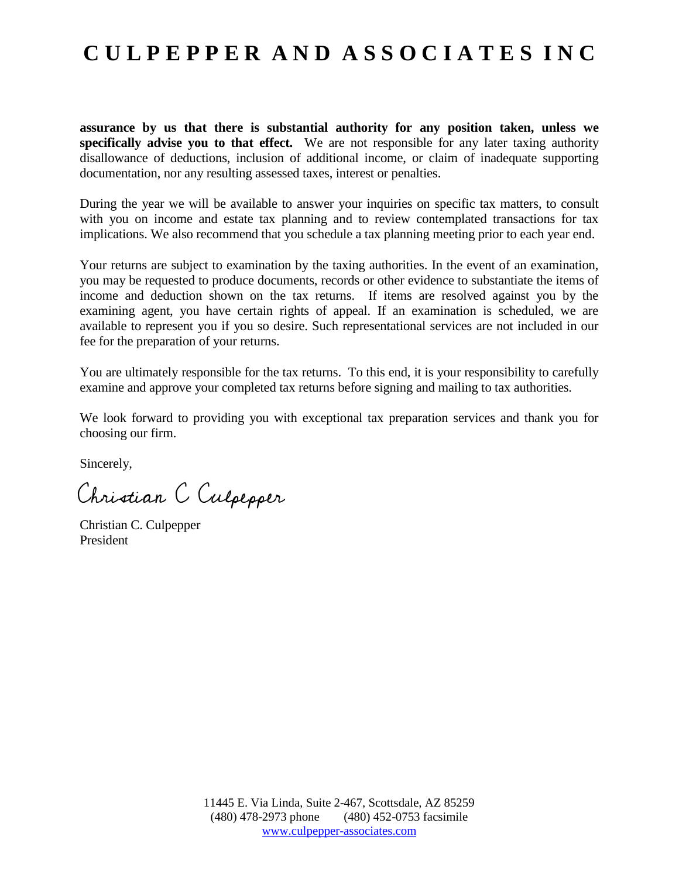# CULPEPPER AND ASSOCIATES INC

**assurance by us that there is substantial authority for any position taken, unless we specifically advise you to that effect.** We are not responsible for any later taxing authority disallowance of deductions, inclusion of additional income, or claim of inadequate supporting documentation, nor any resulting assessed taxes, interest or penalties.

During the year we will be available to answer your inquiries on specific tax matters, to consult with you on income and estate tax planning and to review contemplated transactions for tax implications. We also recommend that you schedule a tax planning meeting prior to each year end.

Your returns are subject to examination by the taxing authorities. In the event of an examination, you may be requested to produce documents, records or other evidence to substantiate the items of income and deduction shown on the tax returns. If items are resolved against you by the examining agent, you have certain rights of appeal. If an examination is scheduled, we are available to represent you if you so desire. Such representational services are not included in our fee for the preparation of your returns.

You are ultimately responsible for the tax returns. To this end, it is your responsibility to carefully examine and approve your completed tax returns before signing and mailing to tax authorities.

We look forward to providing you with exceptional tax preparation services and thank you for choosing our firm.

Sincerely,

Christian C Culpepper

Christian C. Culpepper
President

11445 E. Via Linda, Suite 2-467, Scottsdale, AZ 85259
(480) 478-2973 phone (480) 452-0753 facsimile
www.culpepper-associates.com